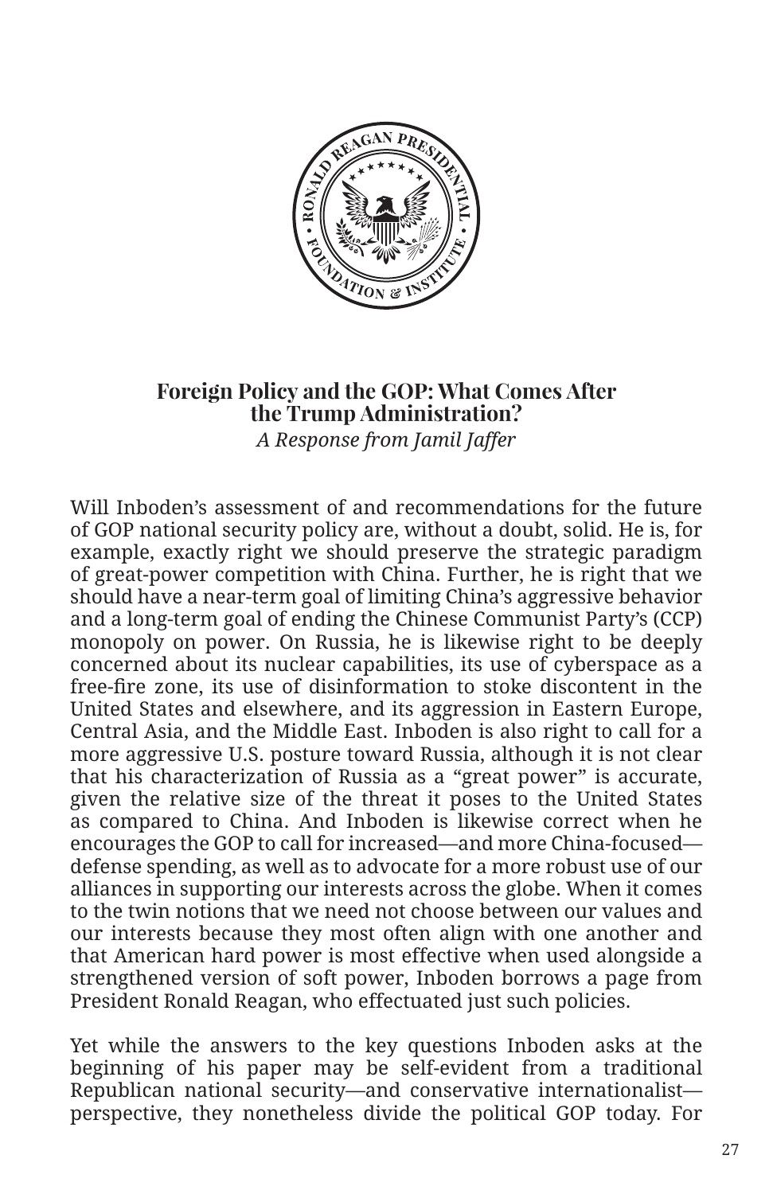# Foreign Policy and the GOP: What Comes After the Trump Administration?

*A Response from Jamil Jaffer*

Will Inboden's assessment of and recommendations for the future of GOP national security policy are, without a doubt, solid. He is, for example, exactly right we should preserve the strategic paradigm of great-power competition with China. Further, he is right that we should have a near-term goal of limiting China's aggressive behavior and a long-term goal of ending the Chinese Communist Party's (CCP) monopoly on power. On Russia, he is likewise right to be deeply concerned about its nuclear capabilities, its use of cyberspace as a free-fire zone, its use of disinformation to stoke discontent in the United States and elsewhere, and its aggression in Eastern Europe, Central Asia, and the Middle East. Inboden is also right to call for a more aggressive U.S. posture toward Russia, although it is not clear that his characterization of Russia as a "great power" is accurate, given the relative size of the threat it poses to the United States as compared to China. And Inboden is likewise correct when he encourages the GOP to call for increased—and more China-focused—defense spending, as well as to advocate for a more robust use of our alliances in supporting our interests across the globe. When it comes to the twin notions that we need not choose between our values and our interests because they most often align with one another and that American hard power is most effective when used alongside a strengthened version of soft power, Inboden borrows a page from President Ronald Reagan, who effectuated just such policies.

Yet while the answers to the key questions Inboden asks at the beginning of his paper may be self-evident from a traditional Republican national security—and conservative internationalist—perspective, they nonetheless divide the political GOP today. For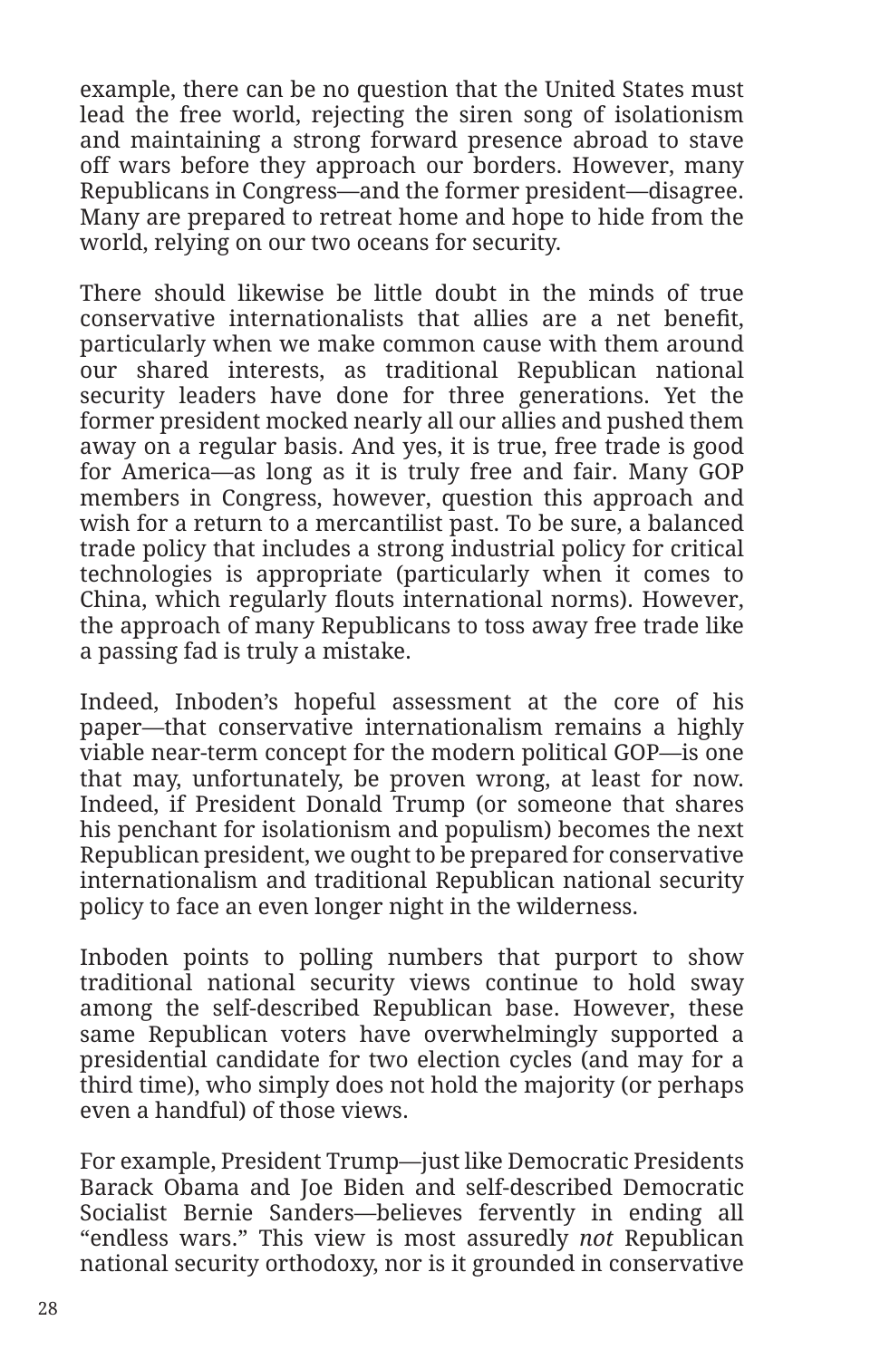example, there can be no question that the United States must lead the free world, rejecting the siren song of isolationism and maintaining a strong forward presence abroad to stave off wars before they approach our borders. However, many Republicans in Congress—and the former president—disagree. Many are prepared to retreat home and hope to hide from the world, relying on our two oceans for security.

There should likewise be little doubt in the minds of true conservative internationalists that allies are a net benefit, particularly when we make common cause with them around our shared interests, as traditional Republican national security leaders have done for three generations. Yet the former president mocked nearly all our allies and pushed them away on a regular basis. And yes, it is true, free trade is good for America—as long as it is truly free and fair. Many GOP members in Congress, however, question this approach and wish for a return to a mercantilist past. To be sure, a balanced trade policy that includes a strong industrial policy for critical technologies is appropriate (particularly when it comes to China, which regularly flouts international norms). However, the approach of many Republicans to toss away free trade like a passing fad is truly a mistake.

Indeed, Inboden's hopeful assessment at the core of his paper—that conservative internationalism remains a highly viable near-term concept for the modern political GOP—is one that may, unfortunately, be proven wrong, at least for now. Indeed, if President Donald Trump (or someone that shares his penchant for isolationism and populism) becomes the next Republican president, we ought to be prepared for conservative internationalism and traditional Republican national security policy to face an even longer night in the wilderness.

Inboden points to polling numbers that purport to show traditional national security views continue to hold sway among the self-described Republican base. However, these same Republican voters have overwhelmingly supported a presidential candidate for two election cycles (and may for a third time), who simply does not hold the majority (or perhaps even a handful) of those views.

For example, President Trump—just like Democratic Presidents Barack Obama and Joe Biden and self-described Democratic Socialist Bernie Sanders—believes fervently in ending all "endless wars." This view is most assuredly *not* Republican national security orthodoxy, nor is it grounded in conservative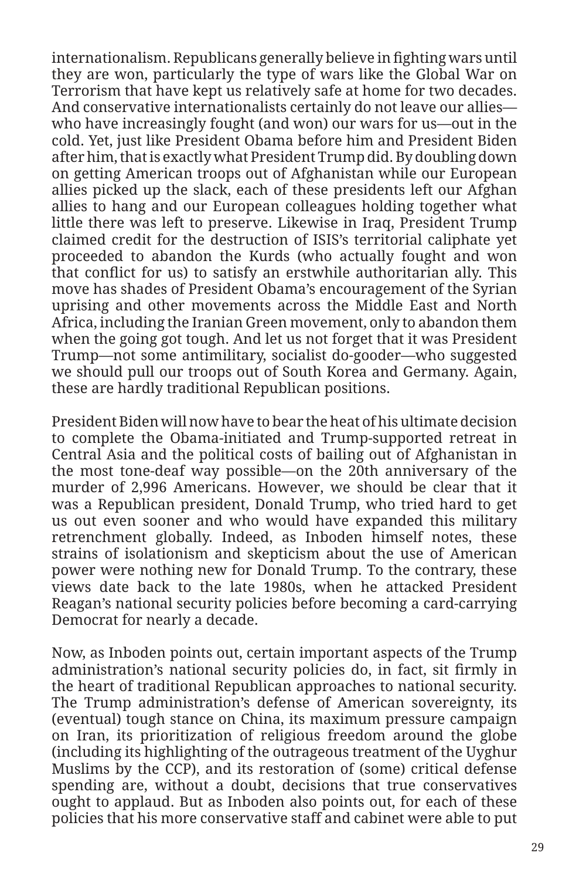internationalism. Republicans generally believe in fighting wars until they are won, particularly the type of wars like the Global War on Terrorism that have kept us relatively safe at home for two decades. And conservative internationalists certainly do not leave our allies—who have increasingly fought (and won) our wars for us—out in the cold. Yet, just like President Obama before him and President Biden after him, that is exactly what President Trump did. By doubling down on getting American troops out of Afghanistan while our European allies picked up the slack, each of these presidents left our Afghan allies to hang and our European colleagues holding together what little there was left to preserve. Likewise in Iraq, President Trump claimed credit for the destruction of ISIS's territorial caliphate yet proceeded to abandon the Kurds (who actually fought and won that conflict for us) to satisfy an erstwhile authoritarian ally. This move has shades of President Obama's encouragement of the Syrian uprising and other movements across the Middle East and North Africa, including the Iranian Green movement, only to abandon them when the going got tough. And let us not forget that it was President Trump—not some antimilitary, socialist do-gooder—who suggested we should pull our troops out of South Korea and Germany. Again, these are hardly traditional Republican positions.

President Biden will now have to bear the heat of his ultimate decision to complete the Obama-initiated and Trump-supported retreat in Central Asia and the political costs of bailing out of Afghanistan in the most tone-deaf way possible—on the 20th anniversary of the murder of 2,996 Americans. However, we should be clear that it was a Republican president, Donald Trump, who tried hard to get us out even sooner and who would have expanded this military retrenchment globally. Indeed, as Inboden himself notes, these strains of isolationism and skepticism about the use of American power were nothing new for Donald Trump. To the contrary, these views date back to the late 1980s, when he attacked President Reagan's national security policies before becoming a card-carrying Democrat for nearly a decade.

Now, as Inboden points out, certain important aspects of the Trump administration's national security policies do, in fact, sit firmly in the heart of traditional Republican approaches to national security. The Trump administration's defense of American sovereignty, its (eventual) tough stance on China, its maximum pressure campaign on Iran, its prioritization of religious freedom around the globe (including its highlighting of the outrageous treatment of the Uyghur Muslims by the CCP), and its restoration of (some) critical defense spending are, without a doubt, decisions that true conservatives ought to applaud. But as Inboden also points out, for each of these policies that his more conservative staff and cabinet were able to put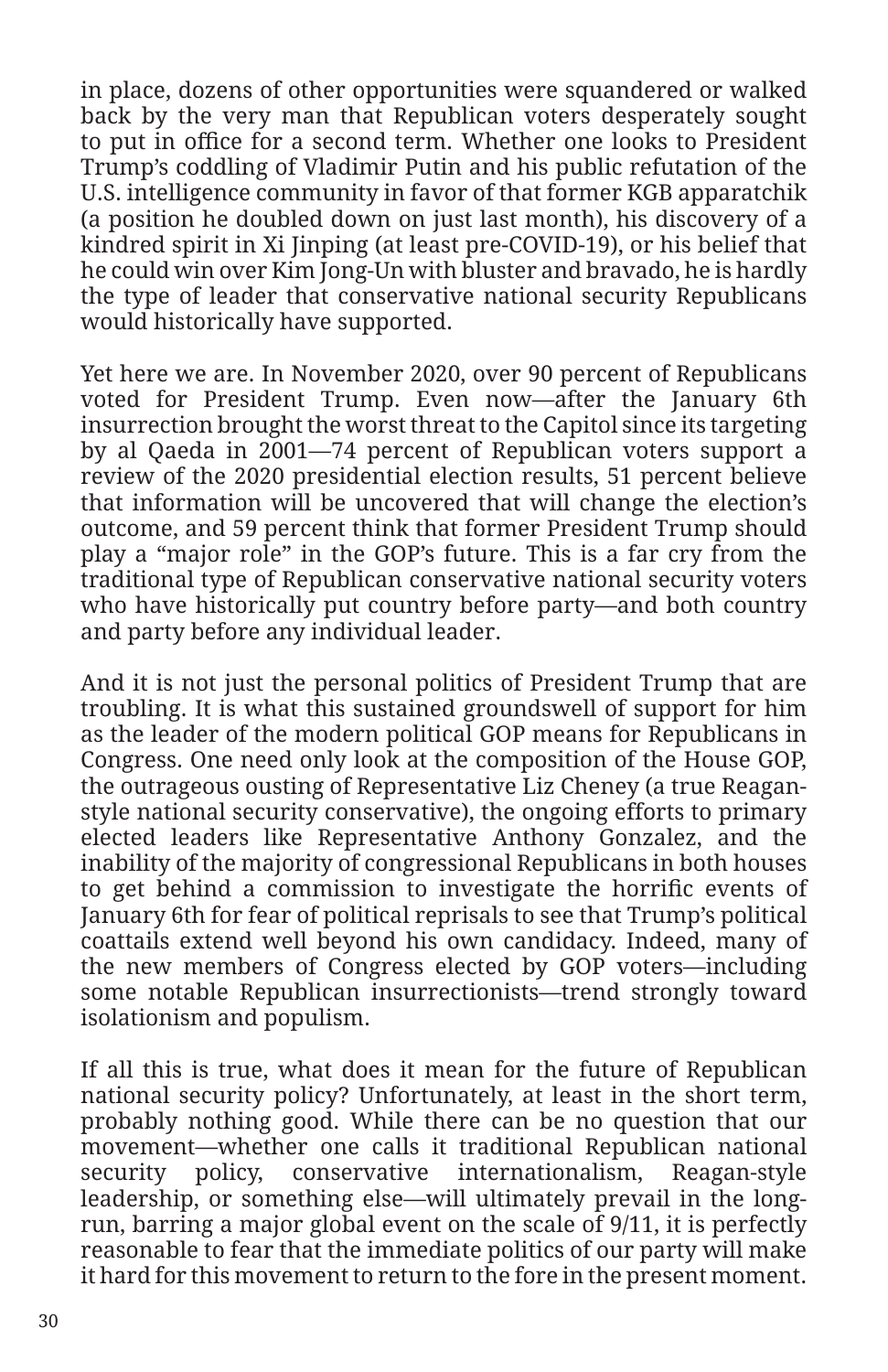in place, dozens of other opportunities were squandered or walked back by the very man that Republican voters desperately sought to put in office for a second term. Whether one looks to President Trump's coddling of Vladimir Putin and his public refutation of the U.S. intelligence community in favor of that former KGB apparatchik (a position he doubled down on just last month), his discovery of a kindred spirit in Xi Jinping (at least pre-COVID-19), or his belief that he could win over Kim Jong-Un with bluster and bravado, he is hardly the type of leader that conservative national security Republicans would historically have supported.

Yet here we are. In November 2020, over 90 percent of Republicans voted for President Trump. Even now—after the January 6th insurrection brought the worst threat to the Capitol since its targeting by al Qaeda in 2001—74 percent of Republican voters support a review of the 2020 presidential election results, 51 percent believe that information will be uncovered that will change the election's outcome, and 59 percent think that former President Trump should play a "major role" in the GOP's future. This is a far cry from the traditional type of Republican conservative national security voters who have historically put country before party—and both country and party before any individual leader.

And it is not just the personal politics of President Trump that are troubling. It is what this sustained groundswell of support for him as the leader of the modern political GOP means for Republicans in Congress. One need only look at the composition of the House GOP, the outrageous ousting of Representative Liz Cheney (a true Reagan-style national security conservative), the ongoing efforts to primary elected leaders like Representative Anthony Gonzalez, and the inability of the majority of congressional Republicans in both houses to get behind a commission to investigate the horrific events of January 6th for fear of political reprisals to see that Trump's political coattails extend well beyond his own candidacy. Indeed, many of the new members of Congress elected by GOP voters—including some notable Republican insurrectionists—trend strongly toward isolationism and populism.

If all this is true, what does it mean for the future of Republican national security policy? Unfortunately, at least in the short term, probably nothing good. While there can be no question that our movement—whether one calls it traditional Republican national security policy, conservative internationalism, Reagan-style leadership, or something else—will ultimately prevail in the long-run, barring a major global event on the scale of 9/11, it is perfectly reasonable to fear that the immediate politics of our party will make it hard for this movement to return to the fore in the present moment.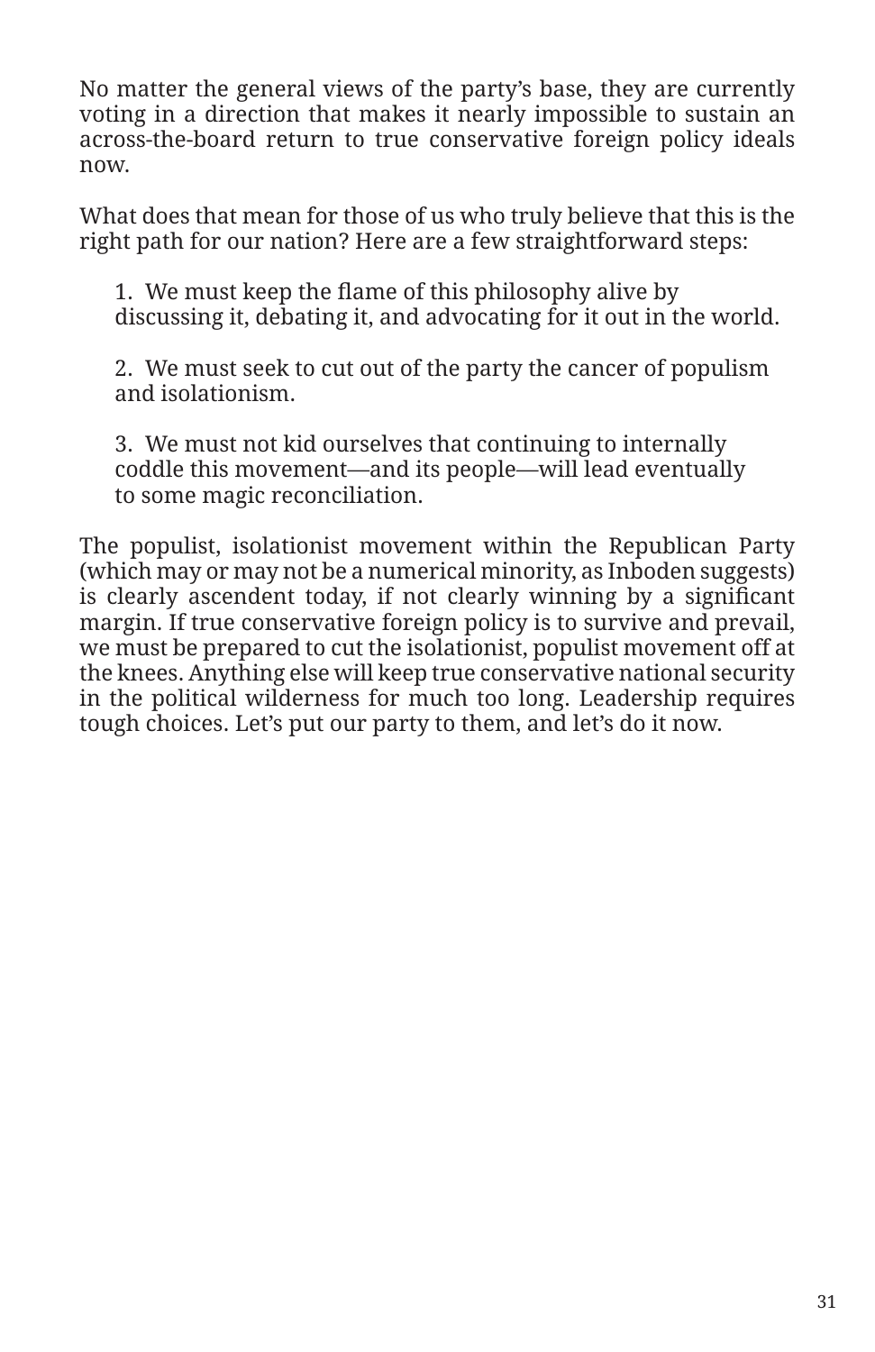No matter the general views of the party's base, they are currently voting in a direction that makes it nearly impossible to sustain an across-the-board return to true conservative foreign policy ideals now.

What does that mean for those of us who truly believe that this is the right path for our nation? Here are a few straightforward steps:

1. We must keep the flame of this philosophy alive by discussing it, debating it, and advocating for it out in the world.

2. We must seek to cut out of the party the cancer of populism and isolationism.

3. We must not kid ourselves that continuing to internally coddle this movement—and its people—will lead eventually to some magic reconciliation.

The populist, isolationist movement within the Republican Party (which may or may not be a numerical minority, as Inboden suggests) is clearly ascendent today, if not clearly winning by a significant margin. If true conservative foreign policy is to survive and prevail, we must be prepared to cut the isolationist, populist movement off at the knees. Anything else will keep true conservative national security in the political wilderness for much too long. Leadership requires tough choices. Let's put our party to them, and let's do it now.